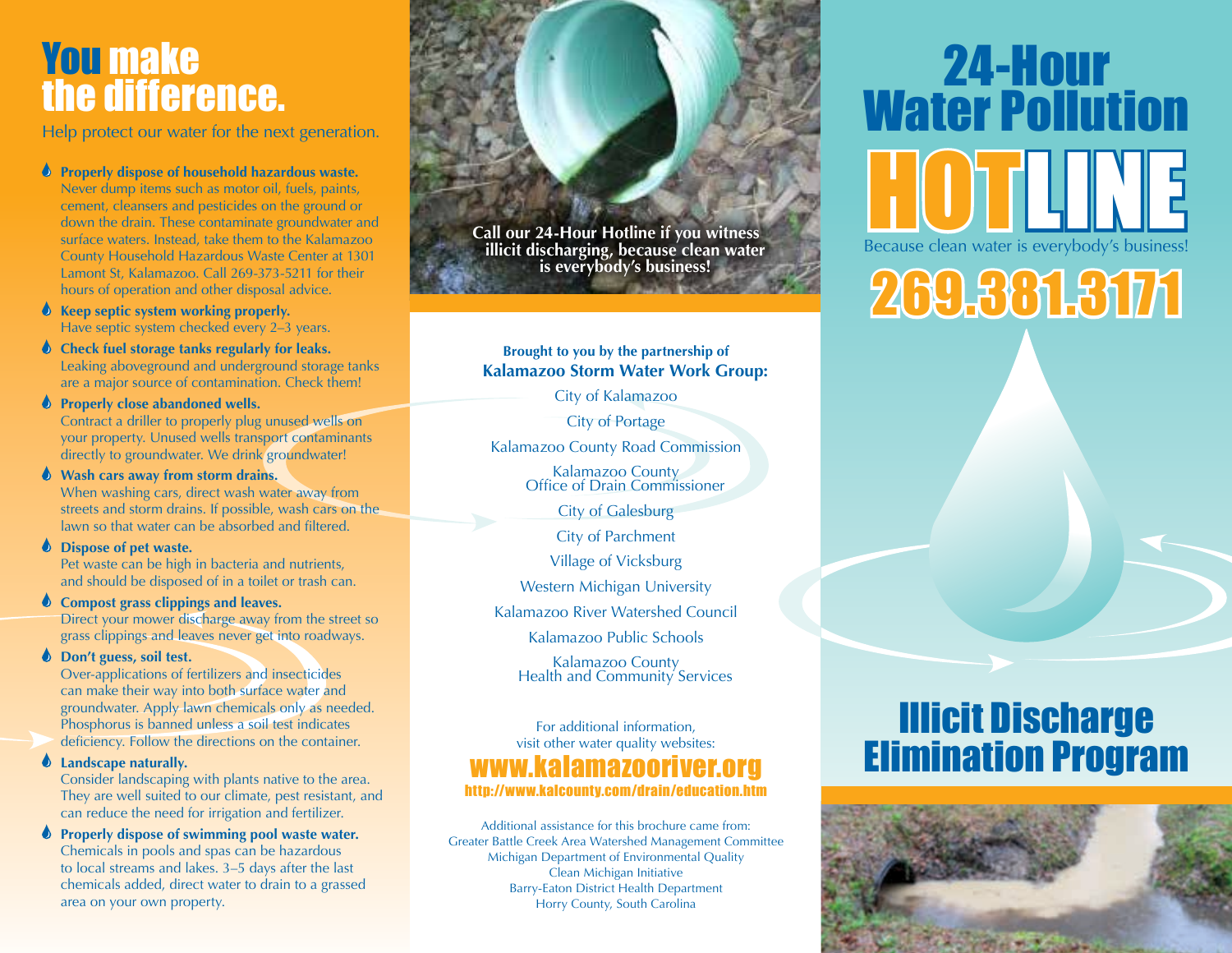# You make the difference.

Help protect our water for the next generation.

- **Properly dispose of household hazardous waste.** Never dump items such as motor oil, fuels, paints, cement, cleansers and pesticides on the ground or down the drain. These contaminate groundwater and surface waters. Instead, take them to the Kalamazoo County Household Hazardous Waste Center at 1301 Lamont St, Kalamazoo. Call 269-373-5211 for their hours of operation and other disposal advice.
- **Keep septic system working properly.** Have septic system checked every 2–3 years.
- **Check fuel storage tanks regularly for leaks.** Leaking aboveground and underground storage tanks are a major source of contamination. Check them!
- **Properly close abandoned wells.** Contract a driller to properly plug unused wells on your property. Unused wells transport contaminants directly to groundwater. We drink groundwater!
- **Wash cars away from storm drains.** When washing cars, direct wash water away from streets and storm drains. If possible, wash cars on the lawn so that water can be absorbed and filtered.
- **Dispose of pet waste.** Pet waste can be high in bacteria and nutrients, and should be disposed of in a toilet or trash can.
- **Compost grass clippings and leaves.** Direct your mower discharge away from the street so grass clippings and leaves never get into roadways.
- **Don't guess, soil test.** Over-applications of fertilizers and insecticides can make their way into both surface water and groundwater. Apply lawn chemicals only as needed. Phosphorus is banned unless a soil test indicates deficiency. Follow the directions on the container.
- **Landscape naturally.** Consider landscaping with plants native to the area. They are well suited to our climate, pest resistant, and can reduce the need for irrigation and fertilizer.
- **Properly dispose of swimming pool waste water.** Chemicals in pools and spas can be hazardous to local streams and lakes. 3–5 days after the last chemicals added, direct water to drain to a grassed area on your own property.

**Call our 24-Hour Hotline if you witness illicit discharging, because clean water is everybody's business!**

**Brought to you by the partnership of**
**Kalamazoo Storm Water Work Group:**

City of Kalamazoo
City of Portage
Kalamazoo County Road Commission
Kalamazoo County Office of Drain Commissioner
City of Galesburg
City of Parchment
Village of Vicksburg
Western Michigan University
Kalamazoo River Watershed Council
Kalamazoo Public Schools
Kalamazoo County Health and Community Services

For additional information, visit other water quality websites:

**www.kalamazooriver.org**
http://www.kalcounty.com/drain/education.htm

Additional assistance for this brochure came from:
Greater Battle Creek Area Watershed Management Committee
Michigan Department of Environmental Quality
Clean Michigan Initiative
Barry-Eaton District Health Department
Horry County, South Carolina

# 24-Hour Water Pollution HOTLINE

Because clean water is everybody's business!

## 269.381.3171

# Illicit Discharge Elimination Program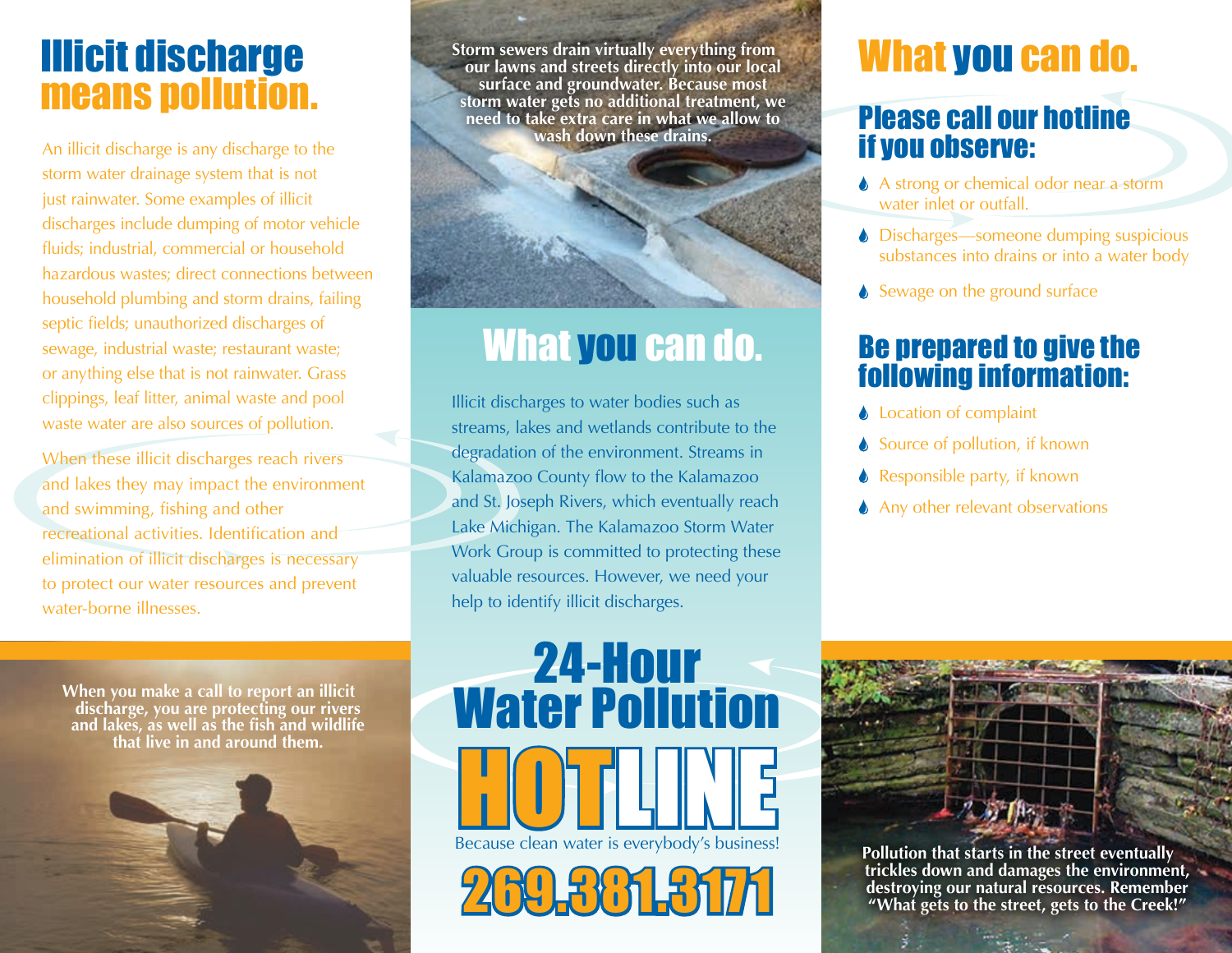# Illicit discharge means pollution.

An illicit discharge is any discharge to the storm water drainage system that is not just rainwater. Some examples of illicit discharges include dumping of motor vehicle fluids; industrial, commercial or household hazardous wastes; direct connections between household plumbing and storm drains, failing septic fields; unauthorized discharges of sewage, industrial waste; restaurant waste; or anything else that is not rainwater. Grass clippings, leaf litter, animal waste and pool waste water are also sources of pollution.

When these illicit discharges reach rivers and lakes they may impact the environment and swimming, fishing and other recreational activities. Identification and elimination of illicit discharges is necessary to protect our water resources and prevent water-borne illnesses.

**When you make a call to report an illicit discharge, you are protecting our rivers and lakes, as well as the fish and wildlife that live in and around them.**

**Storm sewers drain virtually everything from our lawns and streets directly into our local surface and groundwater. Because most storm water gets no additional treatment, we need to take extra care in what we allow to wash down these drains.**

## What you can do.

Illicit discharges to water bodies such as streams, lakes and wetlands contribute to the degradation of the environment. Streams in Kalamazoo County flow to the Kalamazoo and St. Joseph Rivers, which eventually reach Lake Michigan. The Kalamazoo Storm Water Work Group is committed to protecting these valuable resources. However, we need your help to identify illicit discharges.

# 24-Hour Water Pollution HOTLINE

Because clean water is everybody's business!

# 269.381.3171

# What you can do.

## Please call our hotline if you observe:

- A strong or chemical odor near a storm water inlet or outfall.
- Discharges—someone dumping suspicious substances into drains or into a water body
- Sewage on the ground surface

## Be prepared to give the following information:

- Location of complaint
- Source of pollution, if known
- Responsible party, if known
- Any other relevant observations

**Pollution that starts in the street eventually trickles down and damages the environment, destroying our natural resources. Remember "What gets to the street, gets to the Creek!"**